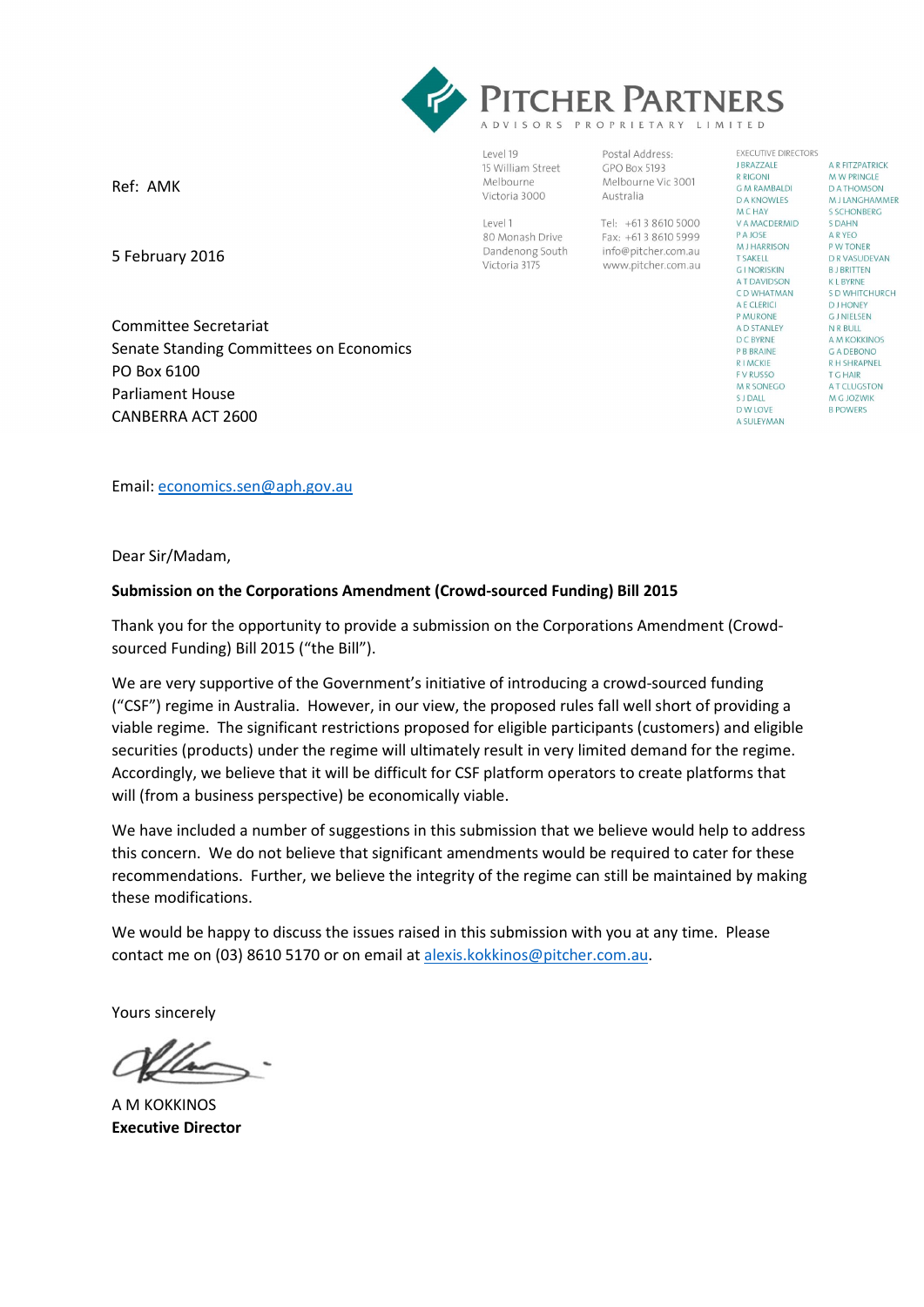**PITCHER PARTNERS**
ADVISORS PROPRIETARY LIMITED

Level 19
15 William Street
Melbourne
Victoria 3000

Level 1
80 Monash Drive
Dandenong South
Victoria 3175

Postal Address:
GPO Box 5193
Melbourne Vic 3001
Australia

Tel: +613 8610 5000
Fax: +613 8610 5999
info@pitcher.com.au
www.pitcher.com.au

EXECUTIVE DIRECTORS
J BRAZZALE
R RIGONI
G M RAMBALDI
D A KNOWLES
M C HAY
V A MACDERMID
P A JOSE
M J HARRISON
T SAKELL
G I NORISKIN
A T DAVIDSON
C D WHATMAN
A E CLERICI
P MURONE
A D STANLEY
D C BYRNE
P B BRAINE
R I MCKIE
F V RUSSO
M R SONEGO
S J DALL
D W LOVE
A SULEYMAN
A R FITZPATRICK
M W PRINGLE
D A THOMSON
M J LANGHAMMER
S SCHONBERG
S DAHN
A R YEO
P W TONER
D R VASUDEVAN
B J BRITTEN
K L BYRNE
S D WHITCHURCH
D J HONEY
G J NIELSEN
N R BULL
A M KOKKINOS
G A DEBONO
R H SHRAPNEL
T G HAIR
A T CLUGSTON
M G JOZWIK
B POWERS

Ref: AMK

5 February 2016

Committee Secretariat
Senate Standing Committees on Economics
PO Box 6100
Parliament House
CANBERRA ACT 2600

Email: economics.sen@aph.gov.au

Dear Sir/Madam,

**Submission on the Corporations Amendment (Crowd-sourced Funding) Bill 2015**

Thank you for the opportunity to provide a submission on the Corporations Amendment (Crowd-sourced Funding) Bill 2015 ("the Bill").

We are very supportive of the Government's initiative of introducing a crowd-sourced funding ("CSF") regime in Australia. However, in our view, the proposed rules fall well short of providing a viable regime. The significant restrictions proposed for eligible participants (customers) and eligible securities (products) under the regime will ultimately result in very limited demand for the regime. Accordingly, we believe that it will be difficult for CSF platform operators to create platforms that will (from a business perspective) be economically viable.

We have included a number of suggestions in this submission that we believe would help to address this concern. We do not believe that significant amendments would be required to cater for these recommendations. Further, we believe the integrity of the regime can still be maintained by making these modifications.

We would be happy to discuss the issues raised in this submission with you at any time. Please contact me on (03) 8610 5170 or on email at alexis.kokkinos@pitcher.com.au.

Yours sincerely

A M KOKKINOS
**Executive Director**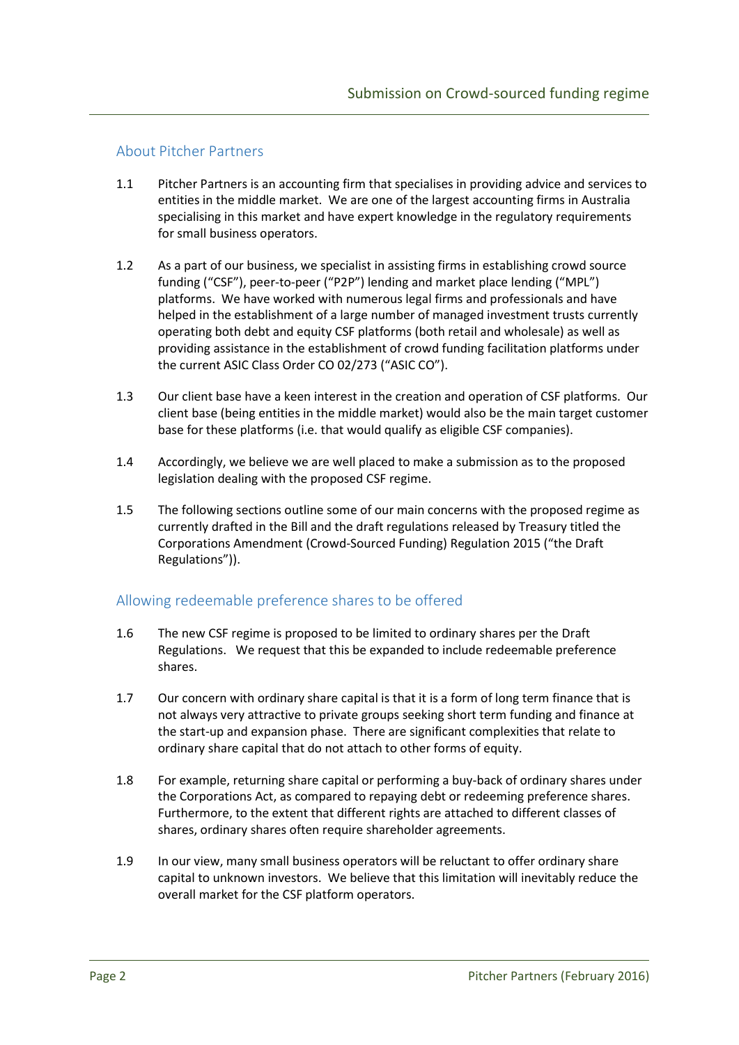## About Pitcher Partners

1.1 Pitcher Partners is an accounting firm that specialises in providing advice and services to entities in the middle market. We are one of the largest accounting firms in Australia specialising in this market and have expert knowledge in the regulatory requirements for small business operators.

1.2 As a part of our business, we specialist in assisting firms in establishing crowd source funding ("CSF"), peer-to-peer ("P2P") lending and market place lending ("MPL") platforms. We have worked with numerous legal firms and professionals and have helped in the establishment of a large number of managed investment trusts currently operating both debt and equity CSF platforms (both retail and wholesale) as well as providing assistance in the establishment of crowd funding facilitation platforms under the current ASIC Class Order CO 02/273 ("ASIC CO").

1.3 Our client base have a keen interest in the creation and operation of CSF platforms. Our client base (being entities in the middle market) would also be the main target customer base for these platforms (i.e. that would qualify as eligible CSF companies).

1.4 Accordingly, we believe we are well placed to make a submission as to the proposed legislation dealing with the proposed CSF regime.

1.5 The following sections outline some of our main concerns with the proposed regime as currently drafted in the Bill and the draft regulations released by Treasury titled the Corporations Amendment (Crowd-Sourced Funding) Regulation 2015 ("the Draft Regulations")).

## Allowing redeemable preference shares to be offered

1.6 The new CSF regime is proposed to be limited to ordinary shares per the Draft Regulations. We request that this be expanded to include redeemable preference shares.

1.7 Our concern with ordinary share capital is that it is a form of long term finance that is not always very attractive to private groups seeking short term funding and finance at the start-up and expansion phase. There are significant complexities that relate to ordinary share capital that do not attach to other forms of equity.

1.8 For example, returning share capital or performing a buy-back of ordinary shares under the Corporations Act, as compared to repaying debt or redeeming preference shares. Furthermore, to the extent that different rights are attached to different classes of shares, ordinary shares often require shareholder agreements.

1.9 In our view, many small business operators will be reluctant to offer ordinary share capital to unknown investors. We believe that this limitation will inevitably reduce the overall market for the CSF platform operators.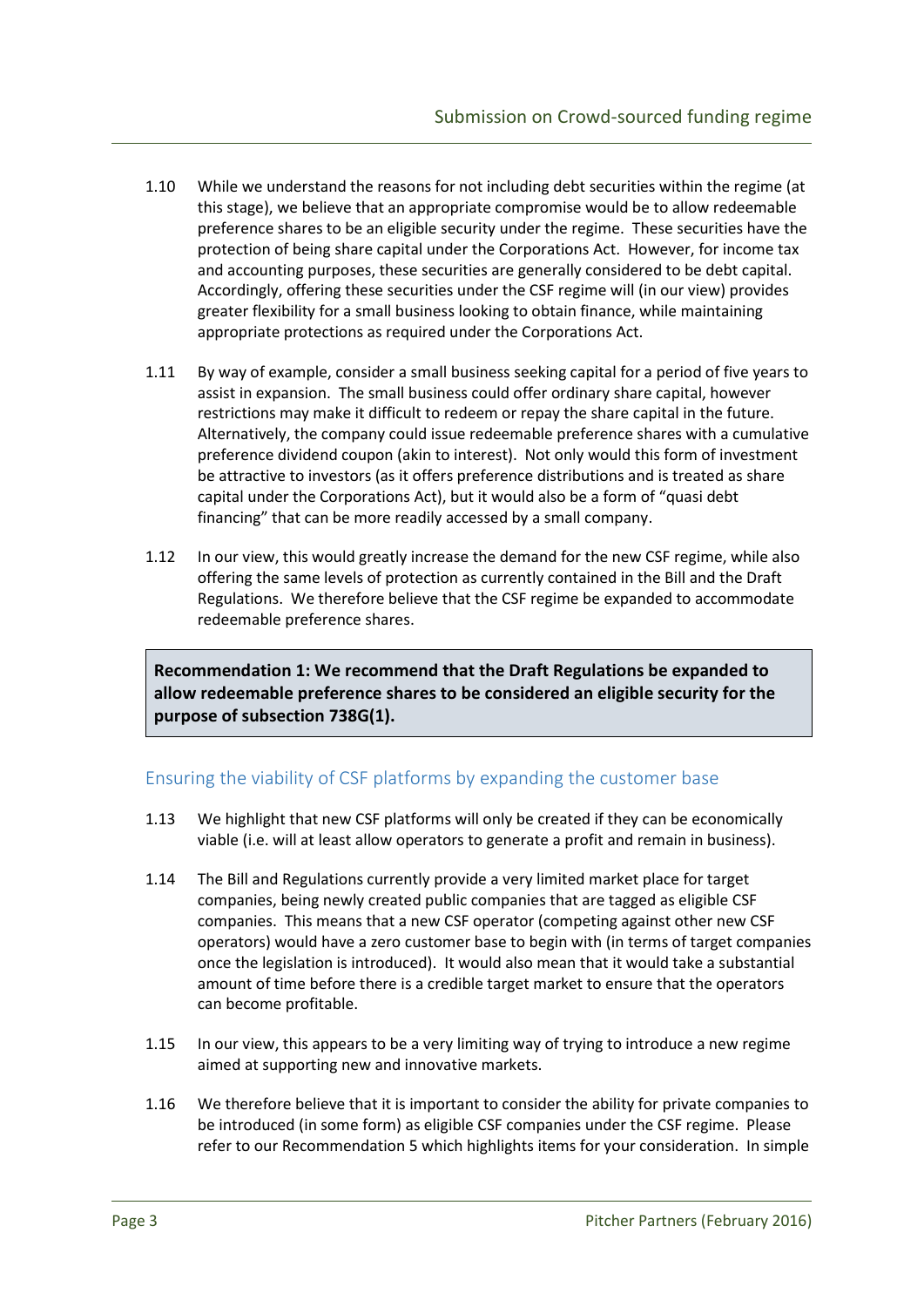1.10 While we understand the reasons for not including debt securities within the regime (at this stage), we believe that an appropriate compromise would be to allow redeemable preference shares to be an eligible security under the regime. These securities have the protection of being share capital under the Corporations Act. However, for income tax and accounting purposes, these securities are generally considered to be debt capital. Accordingly, offering these securities under the CSF regime will (in our view) provides greater flexibility for a small business looking to obtain finance, while maintaining appropriate protections as required under the Corporations Act.

1.11 By way of example, consider a small business seeking capital for a period of five years to assist in expansion. The small business could offer ordinary share capital, however restrictions may make it difficult to redeem or repay the share capital in the future. Alternatively, the company could issue redeemable preference shares with a cumulative preference dividend coupon (akin to interest). Not only would this form of investment be attractive to investors (as it offers preference distributions and is treated as share capital under the Corporations Act), but it would also be a form of "quasi debt financing" that can be more readily accessed by a small company.

1.12 In our view, this would greatly increase the demand for the new CSF regime, while also offering the same levels of protection as currently contained in the Bill and the Draft Regulations. We therefore believe that the CSF regime be expanded to accommodate redeemable preference shares.

**Recommendation 1: We recommend that the Draft Regulations be expanded to allow redeemable preference shares to be considered an eligible security for the purpose of subsection 738G(1).**

## Ensuring the viability of CSF platforms by expanding the customer base

1.13 We highlight that new CSF platforms will only be created if they can be economically viable (i.e. will at least allow operators to generate a profit and remain in business).

1.14 The Bill and Regulations currently provide a very limited market place for target companies, being newly created public companies that are tagged as eligible CSF companies. This means that a new CSF operator (competing against other new CSF operators) would have a zero customer base to begin with (in terms of target companies once the legislation is introduced). It would also mean that it would take a substantial amount of time before there is a credible target market to ensure that the operators can become profitable.

1.15 In our view, this appears to be a very limiting way of trying to introduce a new regime aimed at supporting new and innovative markets.

1.16 We therefore believe that it is important to consider the ability for private companies to be introduced (in some form) as eligible CSF companies under the CSF regime. Please refer to our Recommendation 5 which highlights items for your consideration. In simple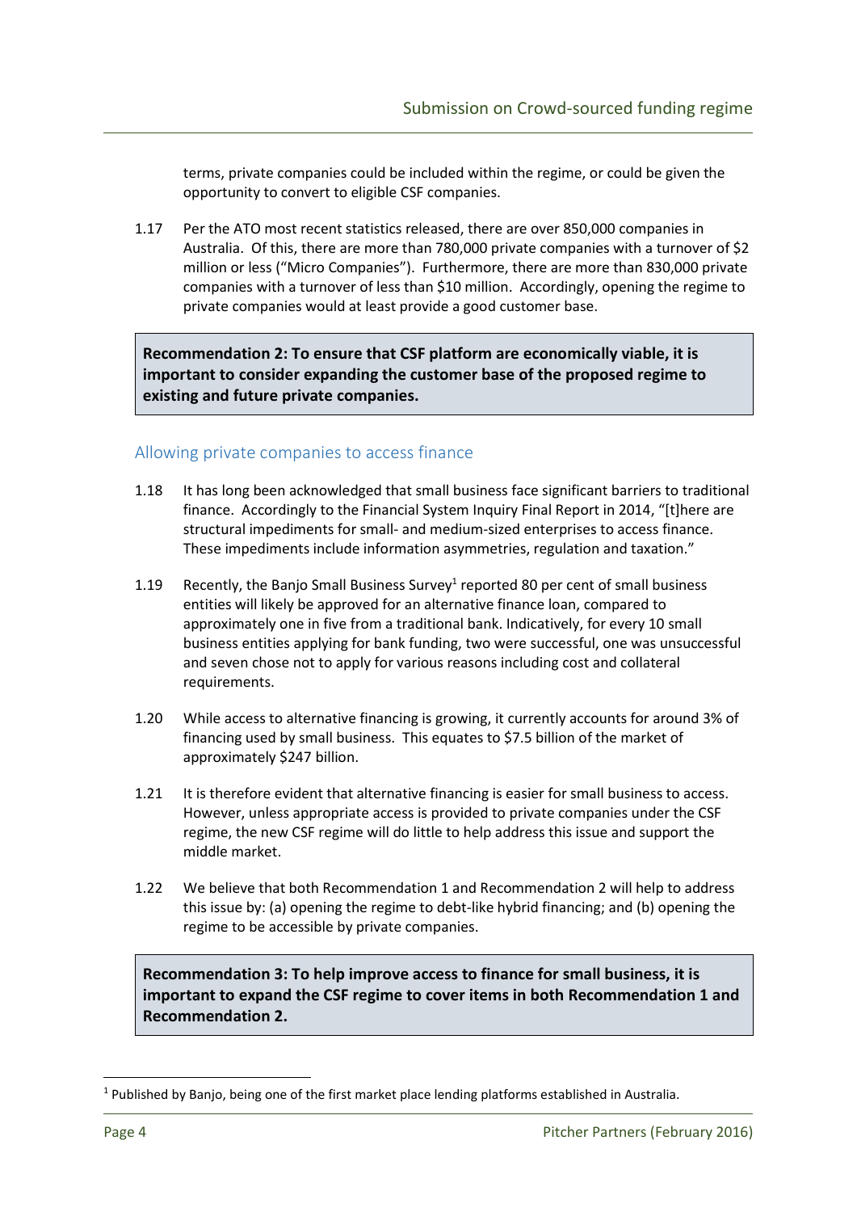terms, private companies could be included within the regime, or could be given the opportunity to convert to eligible CSF companies.

1.17 Per the ATO most recent statistics released, there are over 850,000 companies in Australia. Of this, there are more than 780,000 private companies with a turnover of $2 million or less ("Micro Companies"). Furthermore, there are more than 830,000 private companies with a turnover of less than $10 million. Accordingly, opening the regime to private companies would at least provide a good customer base.

> **Recommendation 2: To ensure that CSF platform are economically viable, it is important to consider expanding the customer base of the proposed regime to existing and future private companies.**

## Allowing private companies to access finance

1.18 It has long been acknowledged that small business face significant barriers to traditional finance. Accordingly to the Financial System Inquiry Final Report in 2014, "[t]here are structural impediments for small- and medium-sized enterprises to access finance. These impediments include information asymmetries, regulation and taxation."

1.19 Recently, the Banjo Small Business Survey[1] reported 80 per cent of small business entities will likely be approved for an alternative finance loan, compared to approximately one in five from a traditional bank. Indicatively, for every 10 small business entities applying for bank funding, two were successful, one was unsuccessful and seven chose not to apply for various reasons including cost and collateral requirements.

1.20 While access to alternative financing is growing, it currently accounts for around 3% of financing used by small business. This equates to $7.5 billion of the market of approximately $247 billion.

1.21 It is therefore evident that alternative financing is easier for small business to access. However, unless appropriate access is provided to private companies under the CSF regime, the new CSF regime will do little to help address this issue and support the middle market.

1.22 We believe that both Recommendation 1 and Recommendation 2 will help to address this issue by: (a) opening the regime to debt-like hybrid financing; and (b) opening the regime to be accessible by private companies.

> **Recommendation 3: To help improve access to finance for small business, it is important to expand the CSF regime to cover items in both Recommendation 1 and Recommendation 2.**

[1] Published by Banjo, being one of the first market place lending platforms established in Australia.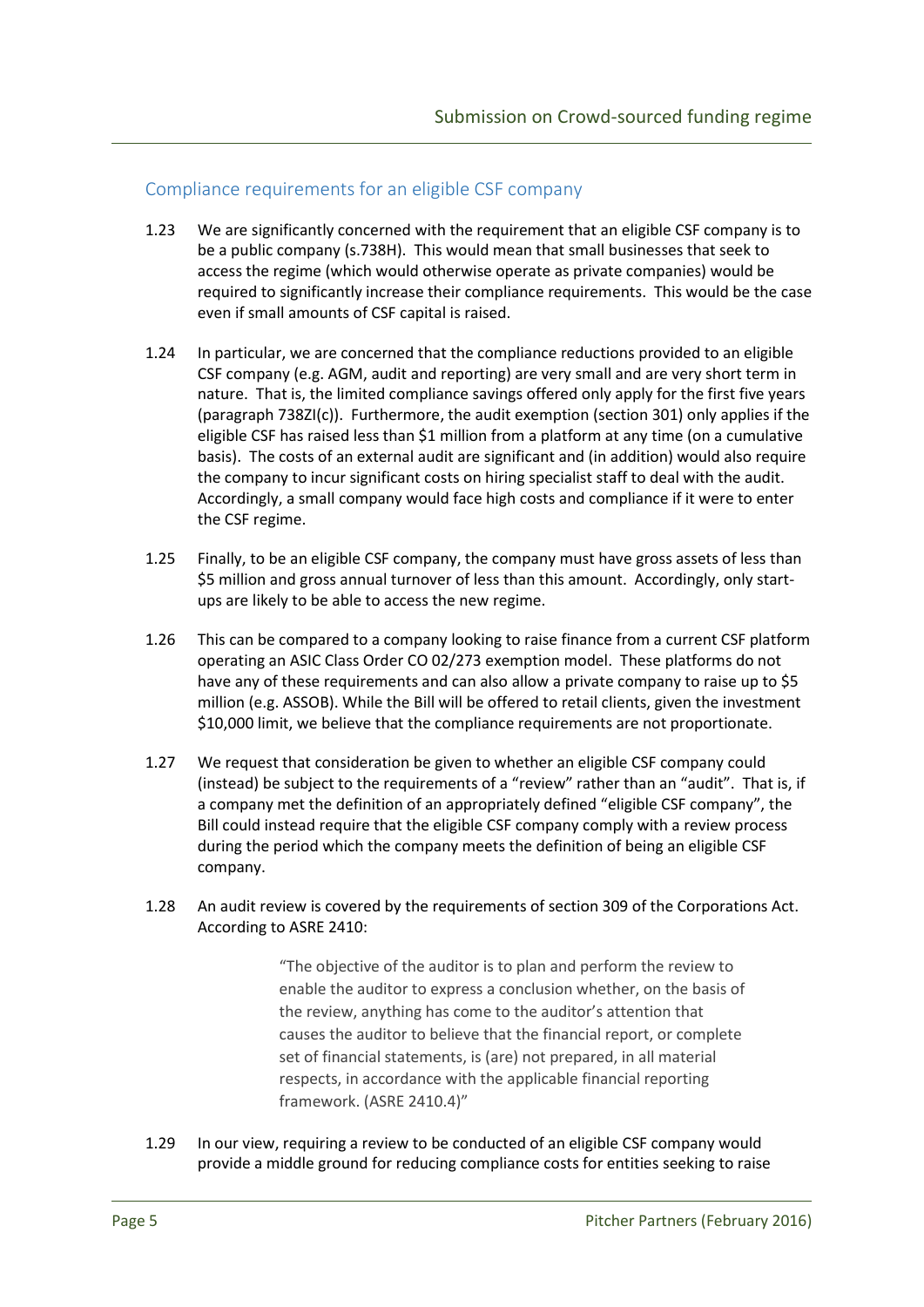## Compliance requirements for an eligible CSF company

1.23 We are significantly concerned with the requirement that an eligible CSF company is to be a public company (s.738H). This would mean that small businesses that seek to access the regime (which would otherwise operate as private companies) would be required to significantly increase their compliance requirements. This would be the case even if small amounts of CSF capital is raised.

1.24 In particular, we are concerned that the compliance reductions provided to an eligible CSF company (e.g. AGM, audit and reporting) are very small and are very short term in nature. That is, the limited compliance savings offered only apply for the first five years (paragraph 738ZI(c)). Furthermore, the audit exemption (section 301) only applies if the eligible CSF has raised less than $1 million from a platform at any time (on a cumulative basis). The costs of an external audit are significant and (in addition) would also require the company to incur significant costs on hiring specialist staff to deal with the audit. Accordingly, a small company would face high costs and compliance if it were to enter the CSF regime.

1.25 Finally, to be an eligible CSF company, the company must have gross assets of less than $5 million and gross annual turnover of less than this amount. Accordingly, only start-ups are likely to be able to access the new regime.

1.26 This can be compared to a company looking to raise finance from a current CSF platform operating an ASIC Class Order CO 02/273 exemption model. These platforms do not have any of these requirements and can also allow a private company to raise up to $5 million (e.g. ASSOB). While the Bill will be offered to retail clients, given the investment $10,000 limit, we believe that the compliance requirements are not proportionate.

1.27 We request that consideration be given to whether an eligible CSF company could (instead) be subject to the requirements of a "review" rather than an "audit". That is, if a company met the definition of an appropriately defined "eligible CSF company", the Bill could instead require that the eligible CSF company comply with a review process during the period which the company meets the definition of being an eligible CSF company.

1.28 An audit review is covered by the requirements of section 309 of the Corporations Act. According to ASRE 2410:

> "The objective of the auditor is to plan and perform the review to enable the auditor to express a conclusion whether, on the basis of the review, anything has come to the auditor's attention that causes the auditor to believe that the financial report, or complete set of financial statements, is (are) not prepared, in all material respects, in accordance with the applicable financial reporting framework. (ASRE 2410.4)"

1.29 In our view, requiring a review to be conducted of an eligible CSF company would provide a middle ground for reducing compliance costs for entities seeking to raise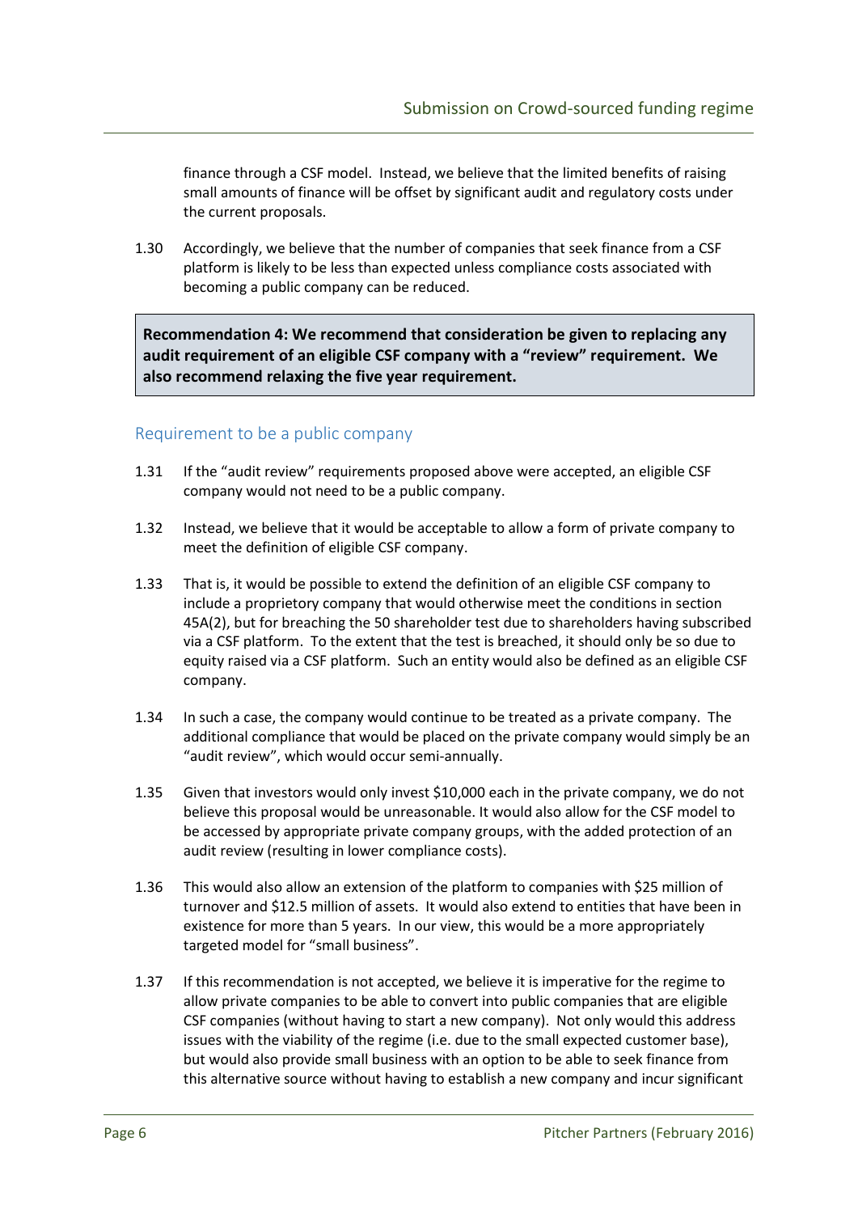finance through a CSF model. Instead, we believe that the limited benefits of raising small amounts of finance will be offset by significant audit and regulatory costs under the current proposals.

1.30 Accordingly, we believe that the number of companies that seek finance from a CSF platform is likely to be less than expected unless compliance costs associated with becoming a public company can be reduced.

> **Recommendation 4: We recommend that consideration be given to replacing any audit requirement of an eligible CSF company with a "review" requirement. We also recommend relaxing the five year requirement.**

## Requirement to be a public company

1.31 If the "audit review" requirements proposed above were accepted, an eligible CSF company would not need to be a public company.

1.32 Instead, we believe that it would be acceptable to allow a form of private company to meet the definition of eligible CSF company.

1.33 That is, it would be possible to extend the definition of an eligible CSF company to include a proprietory company that would otherwise meet the conditions in section 45A(2), but for breaching the 50 shareholder test due to shareholders having subscribed via a CSF platform. To the extent that the test is breached, it should only be so due to equity raised via a CSF platform. Such an entity would also be defined as an eligible CSF company.

1.34 In such a case, the company would continue to be treated as a private company. The additional compliance that would be placed on the private company would simply be an "audit review", which would occur semi-annually.

1.35 Given that investors would only invest $10,000 each in the private company, we do not believe this proposal would be unreasonable. It would also allow for the CSF model to be accessed by appropriate private company groups, with the added protection of an audit review (resulting in lower compliance costs).

1.36 This would also allow an extension of the platform to companies with $25 million of turnover and $12.5 million of assets. It would also extend to entities that have been in existence for more than 5 years. In our view, this would be a more appropriately targeted model for "small business".

1.37 If this recommendation is not accepted, we believe it is imperative for the regime to allow private companies to be able to convert into public companies that are eligible CSF companies (without having to start a new company). Not only would this address issues with the viability of the regime (i.e. due to the small expected customer base), but would also provide small business with an option to be able to seek finance from this alternative source without having to establish a new company and incur significant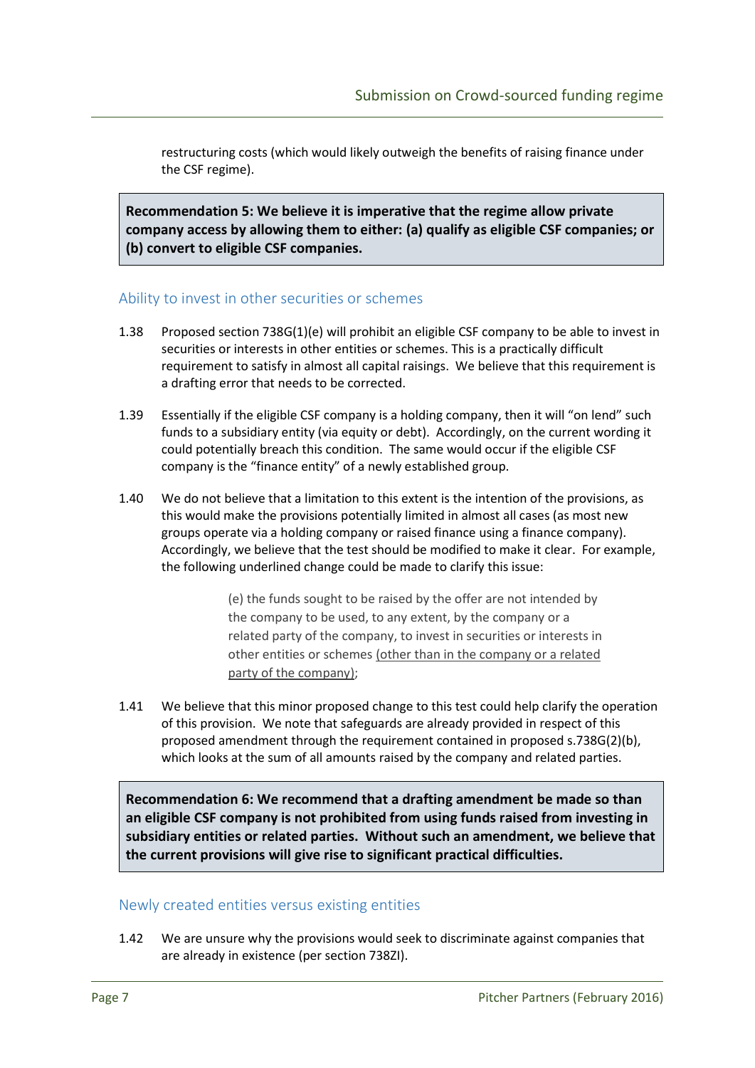restructuring costs (which would likely outweigh the benefits of raising finance under the CSF regime).

> **Recommendation 5: We believe it is imperative that the regime allow private company access by allowing them to either: (a) qualify as eligible CSF companies; or (b) convert to eligible CSF companies.**

## Ability to invest in other securities or schemes

1.38 Proposed section 738G(1)(e) will prohibit an eligible CSF company to be able to invest in securities or interests in other entities or schemes. This is a practically difficult requirement to satisfy in almost all capital raisings. We believe that this requirement is a drafting error that needs to be corrected.

1.39 Essentially if the eligible CSF company is a holding company, then it will "on lend" such funds to a subsidiary entity (via equity or debt). Accordingly, on the current wording it could potentially breach this condition. The same would occur if the eligible CSF company is the "finance entity" of a newly established group.

1.40 We do not believe that a limitation to this extent is the intention of the provisions, as this would make the provisions potentially limited in almost all cases (as most new groups operate via a holding company or raised finance using a finance company). Accordingly, we believe that the test should be modified to make it clear. For example, the following underlined change could be made to clarify this issue:

> (e) the funds sought to be raised by the offer are not intended by the company to be used, to any extent, by the company or a related party of the company, to invest in securities or interests in other entities or schemes <u>(other than in the company or a related party of the company)</u>;

1.41 We believe that this minor proposed change to this test could help clarify the operation of this provision. We note that safeguards are already provided in respect of this proposed amendment through the requirement contained in proposed s.738G(2)(b), which looks at the sum of all amounts raised by the company and related parties.

> **Recommendation 6: We recommend that a drafting amendment be made so than an eligible CSF company is not prohibited from using funds raised from investing in subsidiary entities or related parties. Without such an amendment, we believe that the current provisions will give rise to significant practical difficulties.**

## Newly created entities versus existing entities

1.42 We are unsure why the provisions would seek to discriminate against companies that are already in existence (per section 738ZI).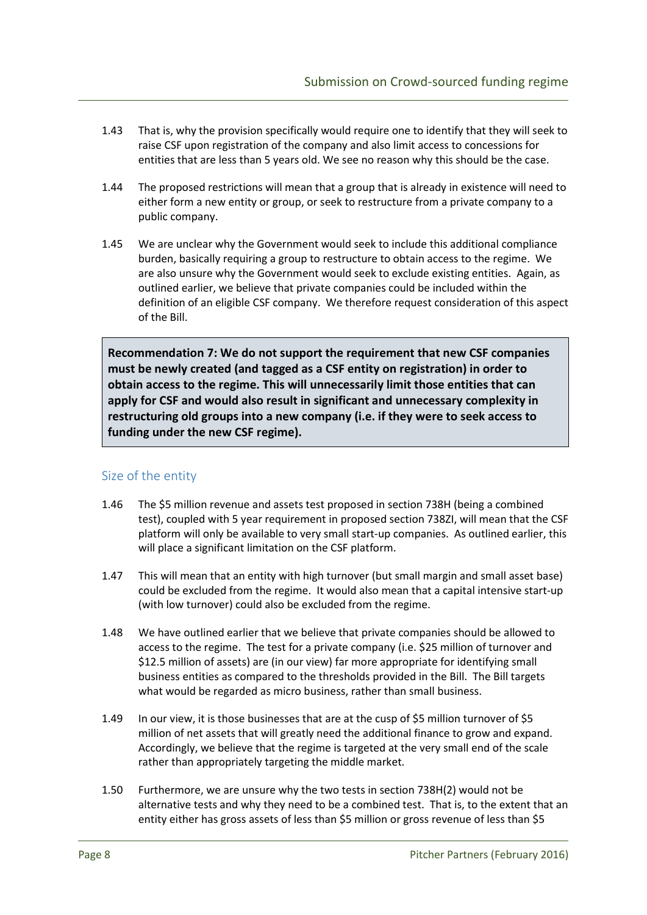1.43 That is, why the provision specifically would require one to identify that they will seek to raise CSF upon registration of the company and also limit access to concessions for entities that are less than 5 years old. We see no reason why this should be the case.

1.44 The proposed restrictions will mean that a group that is already in existence will need to either form a new entity or group, or seek to restructure from a private company to a public company.

1.45 We are unclear why the Government would seek to include this additional compliance burden, basically requiring a group to restructure to obtain access to the regime. We are also unsure why the Government would seek to exclude existing entities. Again, as outlined earlier, we believe that private companies could be included within the definition of an eligible CSF company. We therefore request consideration of this aspect of the Bill.

**Recommendation 7: We do not support the requirement that new CSF companies must be newly created (and tagged as a CSF entity on registration) in order to obtain access to the regime. This will unnecessarily limit those entities that can apply for CSF and would also result in significant and unnecessary complexity in restructuring old groups into a new company (i.e. if they were to seek access to funding under the new CSF regime).**

## Size of the entity

1.46 The $5 million revenue and assets test proposed in section 738H (being a combined test), coupled with 5 year requirement in proposed section 738ZI, will mean that the CSF platform will only be available to very small start-up companies. As outlined earlier, this will place a significant limitation on the CSF platform.

1.47 This will mean that an entity with high turnover (but small margin and small asset base) could be excluded from the regime. It would also mean that a capital intensive start-up (with low turnover) could also be excluded from the regime.

1.48 We have outlined earlier that we believe that private companies should be allowed to access to the regime. The test for a private company (i.e. $25 million of turnover and $12.5 million of assets) are (in our view) far more appropriate for identifying small business entities as compared to the thresholds provided in the Bill. The Bill targets what would be regarded as micro business, rather than small business.

1.49 In our view, it is those businesses that are at the cusp of $5 million turnover of $5 million of net assets that will greatly need the additional finance to grow and expand. Accordingly, we believe that the regime is targeted at the very small end of the scale rather than appropriately targeting the middle market.

1.50 Furthermore, we are unsure why the two tests in section 738H(2) would not be alternative tests and why they need to be a combined test. That is, to the extent that an entity either has gross assets of less than $5 million or gross revenue of less than $5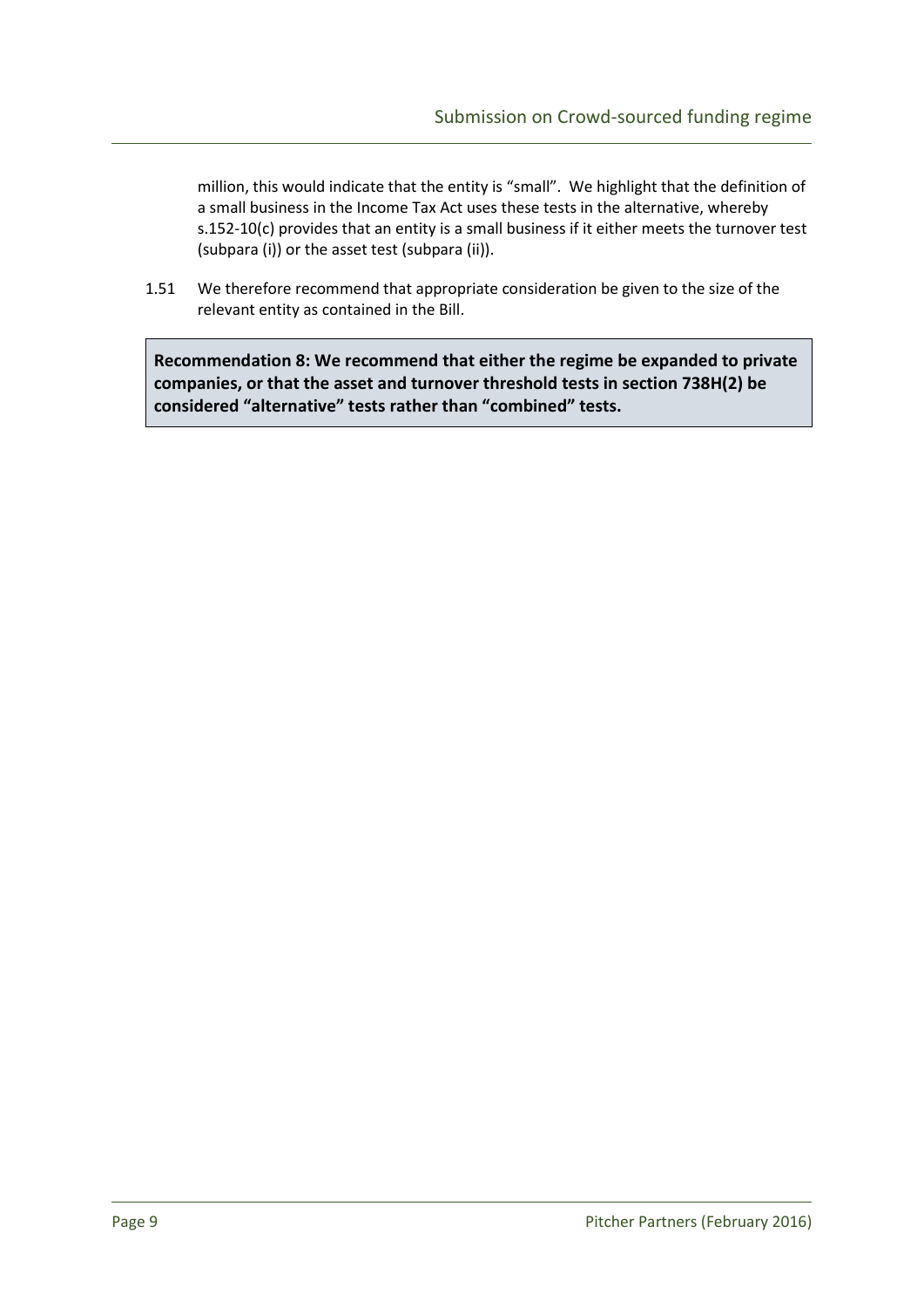million, this would indicate that the entity is "small". We highlight that the definition of a small business in the Income Tax Act uses these tests in the alternative, whereby s.152-10(c) provides that an entity is a small business if it either meets the turnover test (subpara (i)) or the asset test (subpara (ii)).

1.51 We therefore recommend that appropriate consideration be given to the size of the relevant entity as contained in the Bill.

**Recommendation 8: We recommend that either the regime be expanded to private companies, or that the asset and turnover threshold tests in section 738H(2) be considered "alternative" tests rather than "combined" tests.**